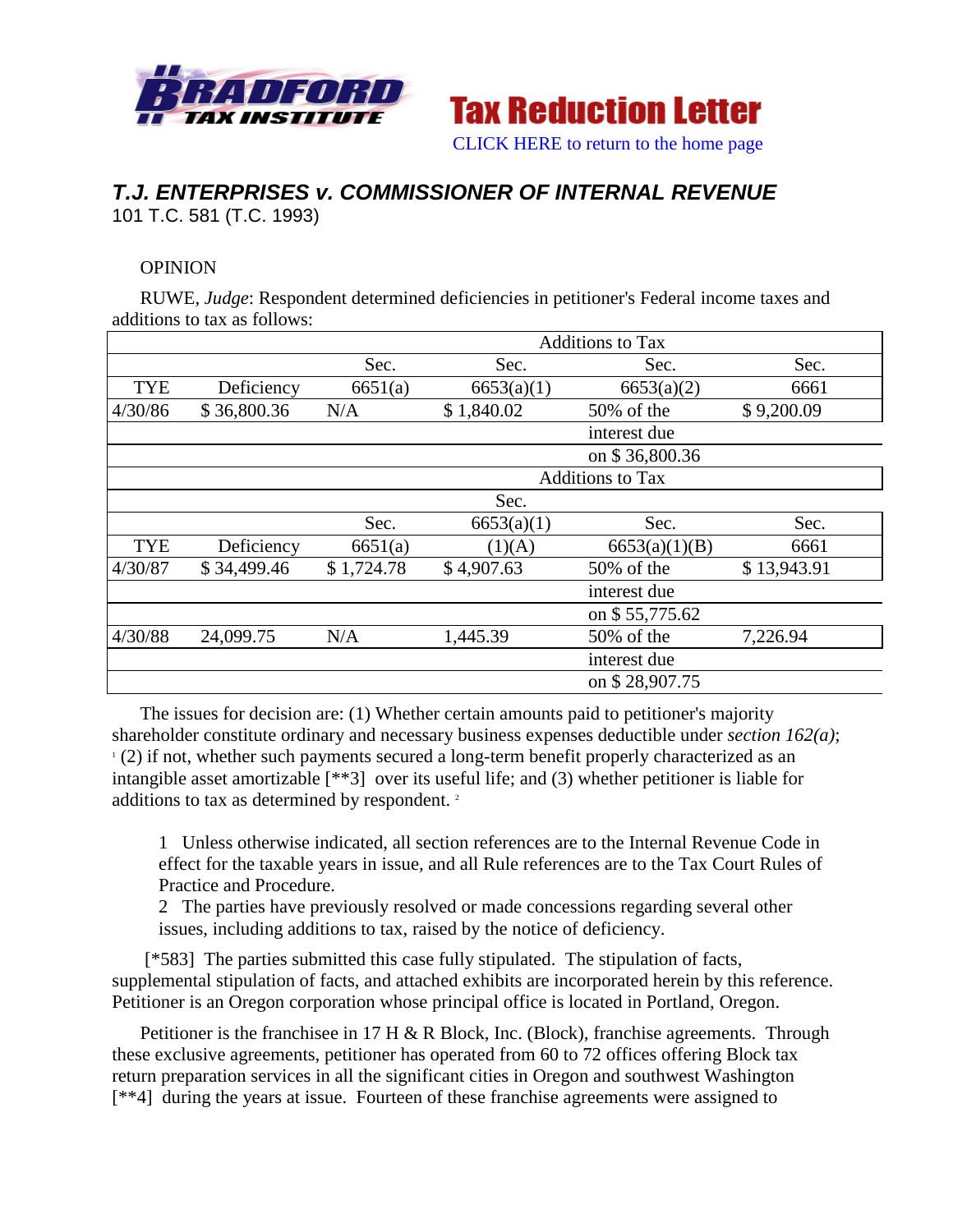Bradford Tax Institute — Tax Reduction Letter

CLICK HERE to return to the home page

# *T.J. ENTERPRISES v. COMMISSIONER OF INTERNAL REVENUE*

101 T.C. 581 (T.C. 1993)

OPINION

RUWE, *Judge*: Respondent determined deficiencies in petitioner's Federal income taxes and additions to tax as follows:

| | | Additions to Tax | | | |
|---|---|---|---|---|---|
| | | Sec. | Sec. | Sec. | Sec. |
| TYE | Deficiency | 6651(a) | 6653(a)(1) | 6653(a)(2) | 6661 |
| 4/30/86 | $ 36,800.36 | N/A | $ 1,840.02 | 50% of the interest due on $ 36,800.36 | $ 9,200.09 |

| | | Additions to Tax | | | |
|---|---|---|---|---|---|
| | | | Sec. | | |
| | | Sec. | 6653(a)(1) | Sec. | Sec. |
| TYE | Deficiency | 6651(a) | (1)(A) | 6653(a)(1)(B) | 6661 |
| 4/30/87 | $ 34,499.46 | $ 1,724.78 | $ 4,907.63 | 50% of the interest due on $ 55,775.62 | $ 13,943.91 |
| 4/30/88 | 24,099.75 | N/A | 1,445.39 | 50% of the interest due on $ 28,907.75 | 7,226.94 |

The issues for decision are: (1) Whether certain amounts paid to petitioner's majority shareholder constitute ordinary and necessary business expenses deductible under *section 162(a)*; [1] (2) if not, whether such payments secured a long-term benefit properly characterized as an intangible asset amortizable [**3] over its useful life; and (3) whether petitioner is liable for additions to tax as determined by respondent. [2]

> 1 Unless otherwise indicated, all section references are to the Internal Revenue Code in effect for the taxable years in issue, and all Rule references are to the Tax Court Rules of Practice and Procedure.
>
> 2 The parties have previously resolved or made concessions regarding several other issues, including additions to tax, raised by the notice of deficiency.

[*583] The parties submitted this case fully stipulated. The stipulation of facts, supplemental stipulation of facts, and attached exhibits are incorporated herein by this reference. Petitioner is an Oregon corporation whose principal office is located in Portland, Oregon.

Petitioner is the franchisee in 17 H & R Block, Inc. (Block), franchise agreements. Through these exclusive agreements, petitioner has operated from 60 to 72 offices offering Block tax return preparation services in all the significant cities in Oregon and southwest Washington [**4] during the years at issue. Fourteen of these franchise agreements were assigned to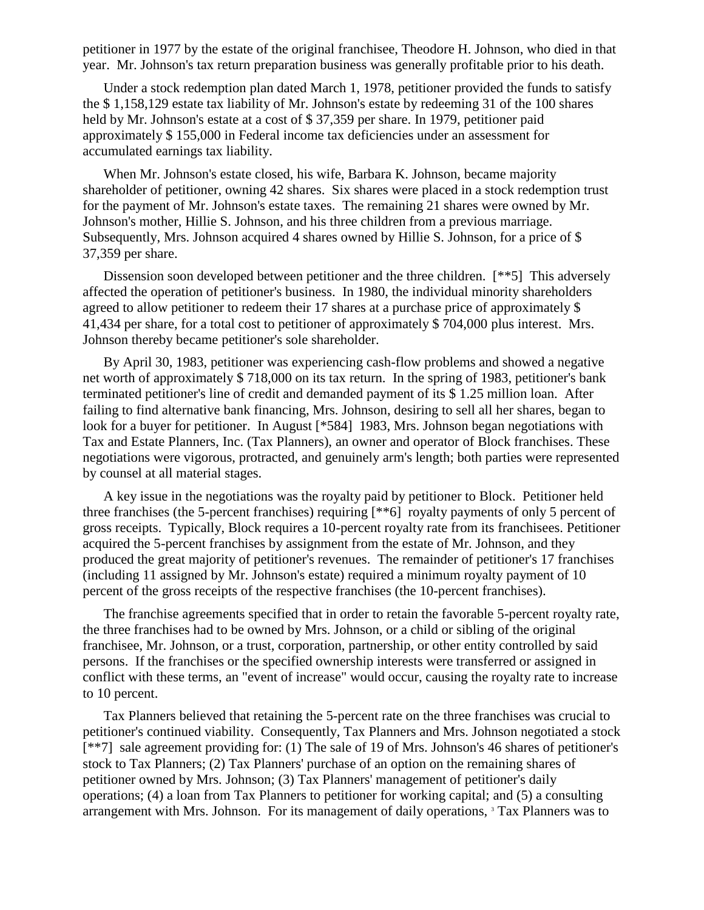petitioner in 1977 by the estate of the original franchisee, Theodore H. Johnson, who died in that year. Mr. Johnson's tax return preparation business was generally profitable prior to his death.

Under a stock redemption plan dated March 1, 1978, petitioner provided the funds to satisfy the $ 1,158,129 estate tax liability of Mr. Johnson's estate by redeeming 31 of the 100 shares held by Mr. Johnson's estate at a cost of $ 37,359 per share. In 1979, petitioner paid approximately $ 155,000 in Federal income tax deficiencies under an assessment for accumulated earnings tax liability.

When Mr. Johnson's estate closed, his wife, Barbara K. Johnson, became majority shareholder of petitioner, owning 42 shares. Six shares were placed in a stock redemption trust for the payment of Mr. Johnson's estate taxes. The remaining 21 shares were owned by Mr. Johnson's mother, Hillie S. Johnson, and his three children from a previous marriage. Subsequently, Mrs. Johnson acquired 4 shares owned by Hillie S. Johnson, for a price of $ 37,359 per share.

Dissension soon developed between petitioner and the three children. [**5] This adversely affected the operation of petitioner's business. In 1980, the individual minority shareholders agreed to allow petitioner to redeem their 17 shares at a purchase price of approximately $ 41,434 per share, for a total cost to petitioner of approximately $ 704,000 plus interest. Mrs. Johnson thereby became petitioner's sole shareholder.

By April 30, 1983, petitioner was experiencing cash-flow problems and showed a negative net worth of approximately $ 718,000 on its tax return. In the spring of 1983, petitioner's bank terminated petitioner's line of credit and demanded payment of its $ 1.25 million loan. After failing to find alternative bank financing, Mrs. Johnson, desiring to sell all her shares, began to look for a buyer for petitioner. In August [*584] 1983, Mrs. Johnson began negotiations with Tax and Estate Planners, Inc. (Tax Planners), an owner and operator of Block franchises. These negotiations were vigorous, protracted, and genuinely arm's length; both parties were represented by counsel at all material stages.

A key issue in the negotiations was the royalty paid by petitioner to Block. Petitioner held three franchises (the 5-percent franchises) requiring [**6] royalty payments of only 5 percent of gross receipts. Typically, Block requires a 10-percent royalty rate from its franchisees. Petitioner acquired the 5-percent franchises by assignment from the estate of Mr. Johnson, and they produced the great majority of petitioner's revenues. The remainder of petitioner's 17 franchises (including 11 assigned by Mr. Johnson's estate) required a minimum royalty payment of 10 percent of the gross receipts of the respective franchises (the 10-percent franchises).

The franchise agreements specified that in order to retain the favorable 5-percent royalty rate, the three franchises had to be owned by Mrs. Johnson, or a child or sibling of the original franchisee, Mr. Johnson, or a trust, corporation, partnership, or other entity controlled by said persons. If the franchises or the specified ownership interests were transferred or assigned in conflict with these terms, an "event of increase" would occur, causing the royalty rate to increase to 10 percent.

Tax Planners believed that retaining the 5-percent rate on the three franchises was crucial to petitioner's continued viability. Consequently, Tax Planners and Mrs. Johnson negotiated a stock [**7] sale agreement providing for: (1) The sale of 19 of Mrs. Johnson's 46 shares of petitioner's stock to Tax Planners; (2) Tax Planners' purchase of an option on the remaining shares of petitioner owned by Mrs. Johnson; (3) Tax Planners' management of petitioner's daily operations; (4) a loan from Tax Planners to petitioner for working capital; and (5) a consulting arrangement with Mrs. Johnson. For its management of daily operations, [3] Tax Planners was to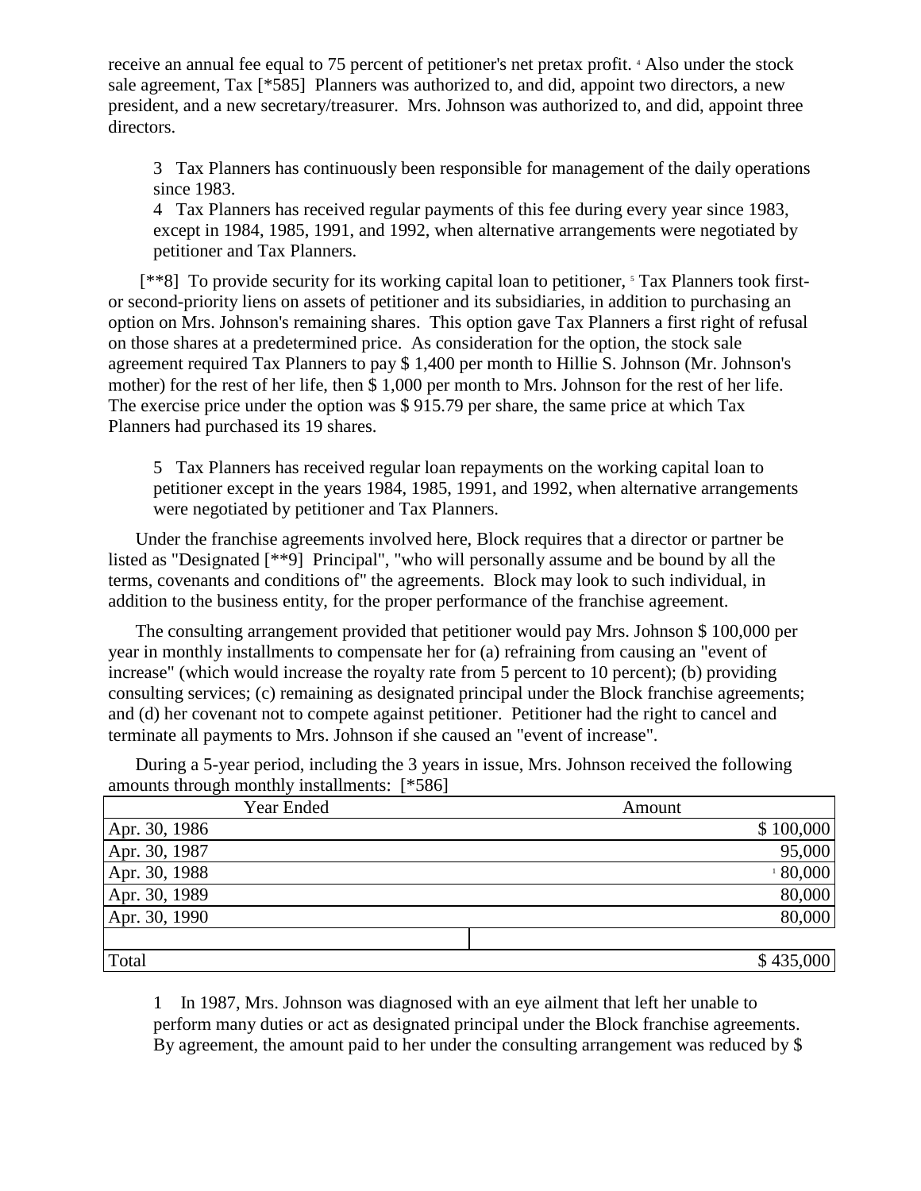receive an annual fee equal to 75 percent of petitioner's net pretax profit. [4] Also under the stock sale agreement, Tax [*585] Planners was authorized to, and did, appoint two directors, a new president, and a new secretary/treasurer. Mrs. Johnson was authorized to, and did, appoint three directors.

3 Tax Planners has continuously been responsible for management of the daily operations since 1983.

4 Tax Planners has received regular payments of this fee during every year since 1983, except in 1984, 1985, 1991, and 1992, when alternative arrangements were negotiated by petitioner and Tax Planners.

[**8] To provide security for its working capital loan to petitioner, [5] Tax Planners took first- or second-priority liens on assets of petitioner and its subsidiaries, in addition to purchasing an option on Mrs. Johnson's remaining shares. This option gave Tax Planners a first right of refusal on those shares at a predetermined price. As consideration for the option, the stock sale agreement required Tax Planners to pay $ 1,400 per month to Hillie S. Johnson (Mr. Johnson's mother) for the rest of her life, then $ 1,000 per month to Mrs. Johnson for the rest of her life. The exercise price under the option was $ 915.79 per share, the same price at which Tax Planners had purchased its 19 shares.

5 Tax Planners has received regular loan repayments on the working capital loan to petitioner except in the years 1984, 1985, 1991, and 1992, when alternative arrangements were negotiated by petitioner and Tax Planners.

Under the franchise agreements involved here, Block requires that a director or partner be listed as "Designated [**9] Principal", "who will personally assume and be bound by all the terms, covenants and conditions of" the agreements. Block may look to such individual, in addition to the business entity, for the proper performance of the franchise agreement.

The consulting arrangement provided that petitioner would pay Mrs. Johnson $ 100,000 per year in monthly installments to compensate her for (a) refraining from causing an "event of increase" (which would increase the royalty rate from 5 percent to 10 percent); (b) providing consulting services; (c) remaining as designated principal under the Block franchise agreements; and (d) her covenant not to compete against petitioner. Petitioner had the right to cancel and terminate all payments to Mrs. Johnson if she caused an "event of increase".

During a 5-year period, including the 3 years in issue, Mrs. Johnson received the following amounts through monthly installments: [*586]

| Year Ended | Amount |
|---|---|
| Apr. 30, 1986 | $ 100,000 |
| Apr. 30, 1987 | 95,000 |
| Apr. 30, 1988 | [1] 80,000 |
| Apr. 30, 1989 | 80,000 |
| Apr. 30, 1990 | 80,000 |
| | |
| Total | $ 435,000 |

1 In 1987, Mrs. Johnson was diagnosed with an eye ailment that left her unable to perform many duties or act as designated principal under the Block franchise agreements. By agreement, the amount paid to her under the consulting arrangement was reduced by $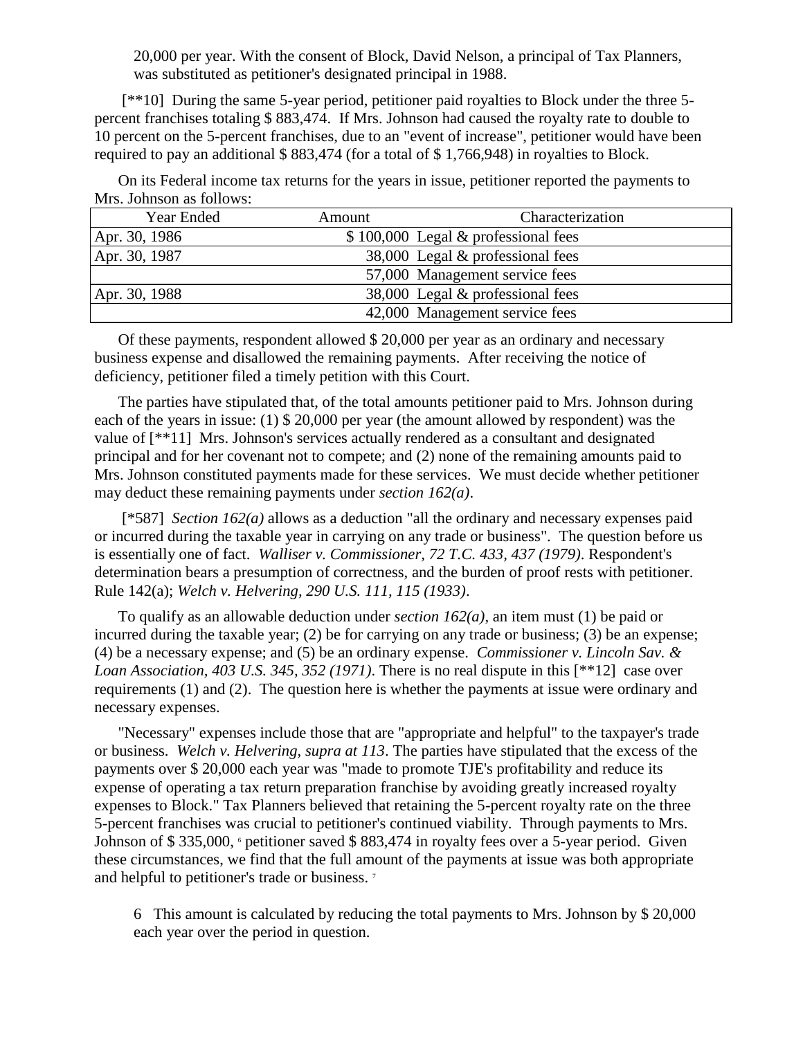20,000 per year. With the consent of Block, David Nelson, a principal of Tax Planners, was substituted as petitioner's designated principal in 1988.

[**10] During the same 5-year period, petitioner paid royalties to Block under the three 5-percent franchises totaling $ 883,474. If Mrs. Johnson had caused the royalty rate to double to 10 percent on the 5-percent franchises, due to an "event of increase", petitioner would have been required to pay an additional $ 883,474 (for a total of $ 1,766,948) in royalties to Block.

On its Federal income tax returns for the years in issue, petitioner reported the payments to Mrs. Johnson as follows:

| Year Ended | Amount | Characterization |
|---|---|---|
| Apr. 30, 1986 | $ 100,000 | Legal & professional fees |
| Apr. 30, 1987 | 38,000 | Legal & professional fees |
| | 57,000 | Management service fees |
| Apr. 30, 1988 | 38,000 | Legal & professional fees |
| | 42,000 | Management service fees |

Of these payments, respondent allowed $ 20,000 per year as an ordinary and necessary business expense and disallowed the remaining payments. After receiving the notice of deficiency, petitioner filed a timely petition with this Court.

The parties have stipulated that, of the total amounts petitioner paid to Mrs. Johnson during each of the years in issue: (1) $ 20,000 per year (the amount allowed by respondent) was the value of [**11] Mrs. Johnson's services actually rendered as a consultant and designated principal and for her covenant not to compete; and (2) none of the remaining amounts paid to Mrs. Johnson constituted payments made for these services. We must decide whether petitioner may deduct these remaining payments under *section 162(a)*.

[*587] *Section 162(a)* allows as a deduction "all the ordinary and necessary expenses paid or incurred during the taxable year in carrying on any trade or business". The question before us is essentially one of fact. *Walliser v. Commissioner, 72 T.C. 433, 437 (1979)*. Respondent's determination bears a presumption of correctness, and the burden of proof rests with petitioner. Rule 142(a); *Welch v. Helvering, 290 U.S. 111, 115 (1933)*.

To qualify as an allowable deduction under *section 162(a)*, an item must (1) be paid or incurred during the taxable year; (2) be for carrying on any trade or business; (3) be an expense; (4) be a necessary expense; and (5) be an ordinary expense. *Commissioner v. Lincoln Sav. & Loan Association, 403 U.S. 345, 352 (1971)*. There is no real dispute in this [**12] case over requirements (1) and (2). The question here is whether the payments at issue were ordinary and necessary expenses.

"Necessary" expenses include those that are "appropriate and helpful" to the taxpayer's trade or business. *Welch v. Helvering, supra at 113*. The parties have stipulated that the excess of the payments over $ 20,000 each year was "made to promote TJE's profitability and reduce its expense of operating a tax return preparation franchise by avoiding greatly increased royalty expenses to Block." Tax Planners believed that retaining the 5-percent royalty rate on the three 5-percent franchises was crucial to petitioner's continued viability. Through payments to Mrs. Johnson of $ 335,000, [6] petitioner saved $ 883,474 in royalty fees over a 5-year period. Given these circumstances, we find that the full amount of the payments at issue was both appropriate and helpful to petitioner's trade or business. [7]

6 This amount is calculated by reducing the total payments to Mrs. Johnson by $ 20,000 each year over the period in question.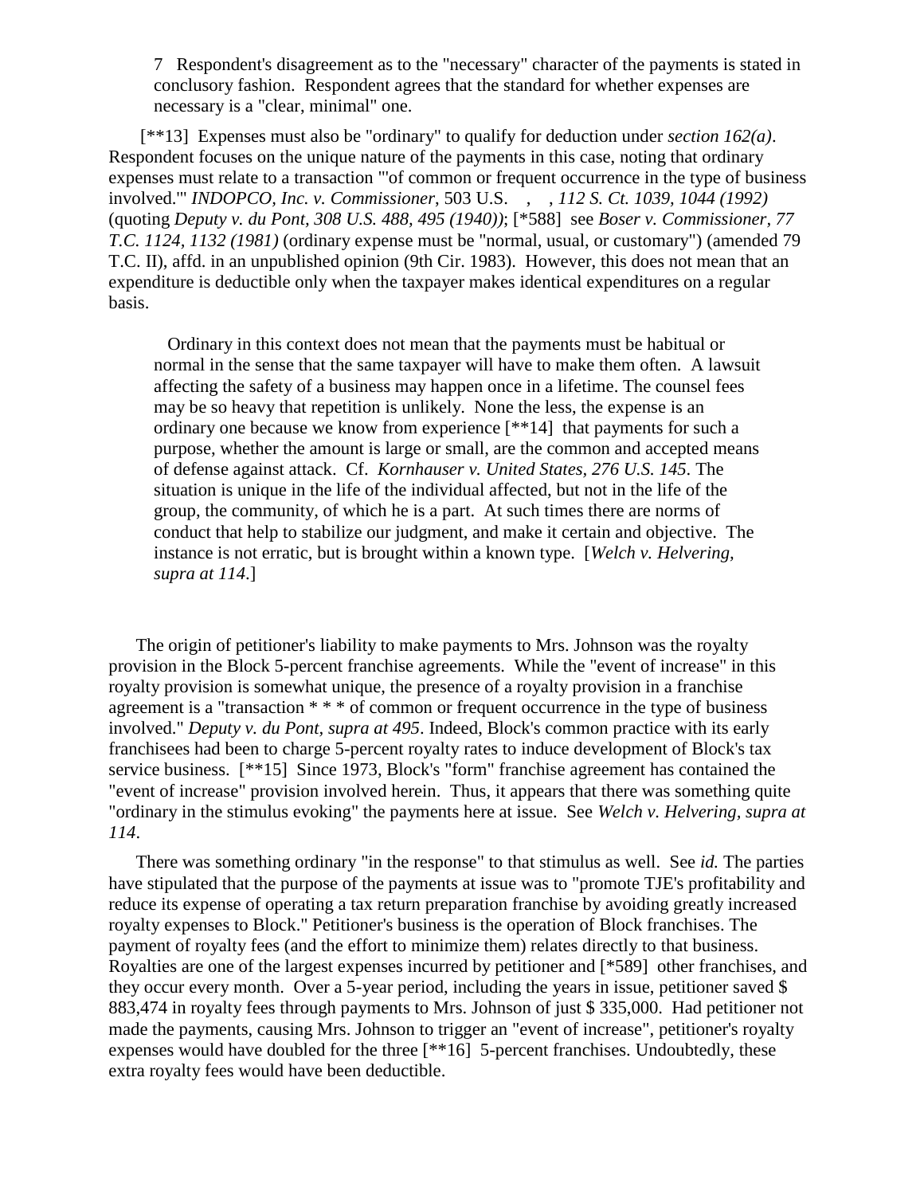7 Respondent's disagreement as to the "necessary" character of the payments is stated in conclusory fashion. Respondent agrees that the standard for whether expenses are necessary is a "clear, minimal" one.

[**13] Expenses must also be "ordinary" to qualify for deduction under *section 162(a)*. Respondent focuses on the unique nature of the payments in this case, noting that ordinary expenses must relate to a transaction "'of common or frequent occurrence in the type of business involved.'" *INDOPCO, Inc. v. Commissioner*, 503 U.S. \_\_\_, \_\_\_, *112 S. Ct. 1039, 1044 (1992)* (quoting *Deputy v. du Pont, 308 U.S. 488, 495 (1940))*; [*588] see *Boser v. Commissioner, 77 T.C. 1124, 1132 (1981)* (ordinary expense must be "normal, usual, or customary") (amended 79 T.C. II), affd. in an unpublished opinion (9th Cir. 1983). However, this does not mean that an expenditure is deductible only when the taxpayer makes identical expenditures on a regular basis.

> Ordinary in this context does not mean that the payments must be habitual or normal in the sense that the same taxpayer will have to make them often. A lawsuit affecting the safety of a business may happen once in a lifetime. The counsel fees may be so heavy that repetition is unlikely. None the less, the expense is an ordinary one because we know from experience [**14] that payments for such a purpose, whether the amount is large or small, are the common and accepted means of defense against attack. Cf. *Kornhauser v. United States, 276 U.S. 145*. The situation is unique in the life of the individual affected, but not in the life of the group, the community, of which he is a part. At such times there are norms of conduct that help to stabilize our judgment, and make it certain and objective. The instance is not erratic, but is brought within a known type. [*Welch v. Helvering, supra at 114*.]

The origin of petitioner's liability to make payments to Mrs. Johnson was the royalty provision in the Block 5-percent franchise agreements. While the "event of increase" in this royalty provision is somewhat unique, the presence of a royalty provision in a franchise agreement is a "transaction * * * of common or frequent occurrence in the type of business involved." *Deputy v. du Pont, supra at 495*. Indeed, Block's common practice with its early franchisees had been to charge 5-percent royalty rates to induce development of Block's tax service business. [**15] Since 1973, Block's "form" franchise agreement has contained the "event of increase" provision involved herein. Thus, it appears that there was something quite "ordinary in the stimulus evoking" the payments here at issue. See *Welch v. Helvering, supra at 114*.

There was something ordinary "in the response" to that stimulus as well. See *id.* The parties have stipulated that the purpose of the payments at issue was to "promote TJE's profitability and reduce its expense of operating a tax return preparation franchise by avoiding greatly increased royalty expenses to Block." Petitioner's business is the operation of Block franchises. The payment of royalty fees (and the effort to minimize them) relates directly to that business. Royalties are one of the largest expenses incurred by petitioner and [*589] other franchises, and they occur every month. Over a 5-year period, including the years in issue, petitioner saved $ 883,474 in royalty fees through payments to Mrs. Johnson of just $ 335,000. Had petitioner not made the payments, causing Mrs. Johnson to trigger an "event of increase", petitioner's royalty expenses would have doubled for the three [**16] 5-percent franchises. Undoubtedly, these extra royalty fees would have been deductible.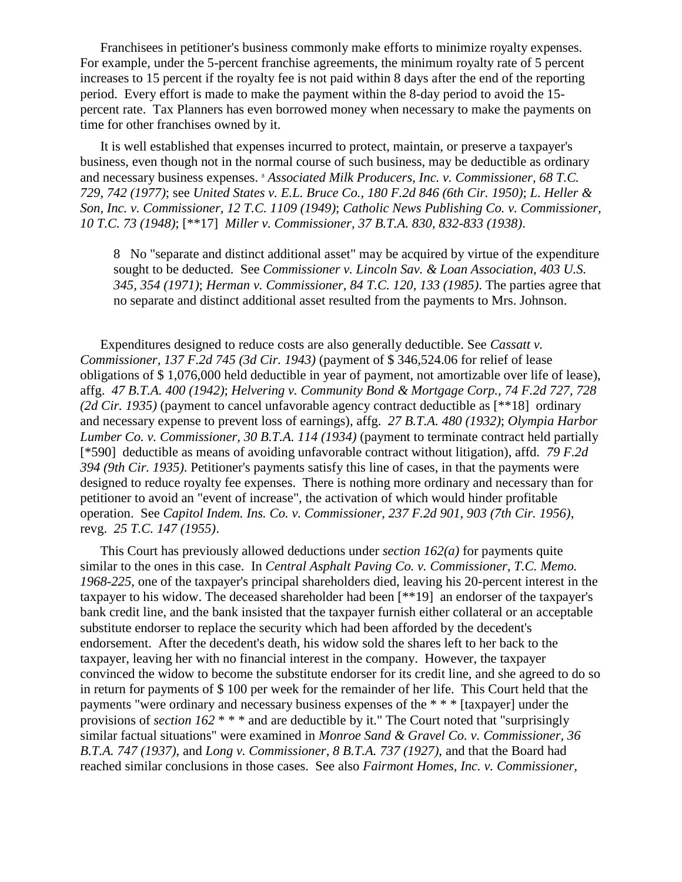Franchisees in petitioner's business commonly make efforts to minimize royalty expenses. For example, under the 5-percent franchise agreements, the minimum royalty rate of 5 percent increases to 15 percent if the royalty fee is not paid within 8 days after the end of the reporting period. Every effort is made to make the payment within the 8-day period to avoid the 15-percent rate. Tax Planners has even borrowed money when necessary to make the payments on time for other franchises owned by it.

It is well established that expenses incurred to protect, maintain, or preserve a taxpayer's business, even though not in the normal course of such business, may be deductible as ordinary and necessary business expenses. [8] *Associated Milk Producers, Inc. v. Commissioner, 68 T.C. 729, 742 (1977)*; see *United States v. E.L. Bruce Co., 180 F.2d 846 (6th Cir. 1950)*; *L. Heller & Son, Inc. v. Commissioner, 12 T.C. 1109 (1949)*; *Catholic News Publishing Co. v. Commissioner, 10 T.C. 73 (1948)*; [**17] *Miller v. Commissioner, 37 B.T.A. 830, 832-833 (1938)*.

> 8 No "separate and distinct additional asset" may be acquired by virtue of the expenditure sought to be deducted. See *Commissioner v. Lincoln Sav. & Loan Association, 403 U.S. 345, 354 (1971)*; *Herman v. Commissioner, 84 T.C. 120, 133 (1985)*. The parties agree that no separate and distinct additional asset resulted from the payments to Mrs. Johnson.

Expenditures designed to reduce costs are also generally deductible. See *Cassatt v. Commissioner, 137 F.2d 745 (3d Cir. 1943)* (payment of $ 346,524.06 for relief of lease obligations of $ 1,076,000 held deductible in year of payment, not amortizable over life of lease), affg. *47 B.T.A. 400 (1942)*; *Helvering v. Community Bond & Mortgage Corp., 74 F.2d 727, 728 (2d Cir. 1935)* (payment to cancel unfavorable agency contract deductible as [**18] ordinary and necessary expense to prevent loss of earnings), affg. *27 B.T.A. 480 (1932)*; *Olympia Harbor Lumber Co. v. Commissioner, 30 B.T.A. 114 (1934)* (payment to terminate contract held partially [*590] deductible as means of avoiding unfavorable contract without litigation), affd. *79 F.2d 394 (9th Cir. 1935)*. Petitioner's payments satisfy this line of cases, in that the payments were designed to reduce royalty fee expenses. There is nothing more ordinary and necessary than for petitioner to avoid an "event of increase", the activation of which would hinder profitable operation. See *Capitol Indem. Ins. Co. v. Commissioner, 237 F.2d 901, 903 (7th Cir. 1956)*, revg. *25 T.C. 147 (1955)*.

This Court has previously allowed deductions under *section 162(a)* for payments quite similar to the ones in this case. In *Central Asphalt Paving Co. v. Commissioner, T.C. Memo. 1968-225*, one of the taxpayer's principal shareholders died, leaving his 20-percent interest in the taxpayer to his widow. The deceased shareholder had been [**19] an endorser of the taxpayer's bank credit line, and the bank insisted that the taxpayer furnish either collateral or an acceptable substitute endorser to replace the security which had been afforded by the decedent's endorsement. After the decedent's death, his widow sold the shares left to her back to the taxpayer, leaving her with no financial interest in the company. However, the taxpayer convinced the widow to become the substitute endorser for its credit line, and she agreed to do so in return for payments of $ 100 per week for the remainder of her life. This Court held that the payments "were ordinary and necessary business expenses of the * * * [taxpayer] under the provisions of *section 162* * * * and are deductible by it." The Court noted that "surprisingly similar factual situations" were examined in *Monroe Sand & Gravel Co. v. Commissioner, 36 B.T.A. 747 (1937)*, and *Long v. Commissioner, 8 B.T.A. 737 (1927)*, and that the Board had reached similar conclusions in those cases. See also *Fairmont Homes, Inc. v. Commissioner*,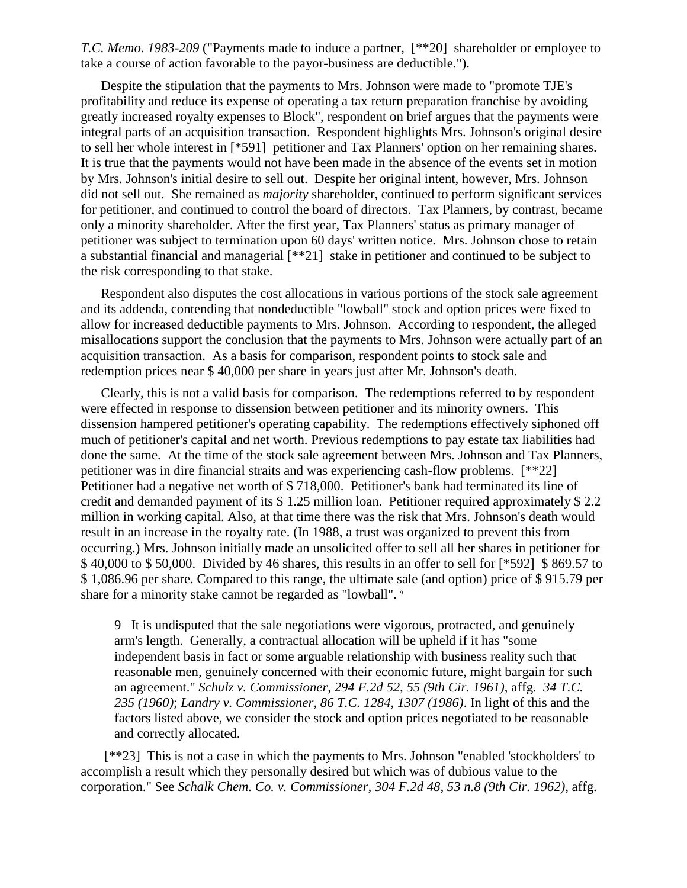*T.C. Memo. 1983-209* ("Payments made to induce a partner, [**20] shareholder or employee to take a course of action favorable to the payor-business are deductible.").

Despite the stipulation that the payments to Mrs. Johnson were made to "promote TJE's profitability and reduce its expense of operating a tax return preparation franchise by avoiding greatly increased royalty expenses to Block", respondent on brief argues that the payments were integral parts of an acquisition transaction. Respondent highlights Mrs. Johnson's original desire to sell her whole interest in [*591] petitioner and Tax Planners' option on her remaining shares. It is true that the payments would not have been made in the absence of the events set in motion by Mrs. Johnson's initial desire to sell out. Despite her original intent, however, Mrs. Johnson did not sell out. She remained as *majority* shareholder, continued to perform significant services for petitioner, and continued to control the board of directors. Tax Planners, by contrast, became only a minority shareholder. After the first year, Tax Planners' status as primary manager of petitioner was subject to termination upon 60 days' written notice. Mrs. Johnson chose to retain a substantial financial and managerial [**21] stake in petitioner and continued to be subject to the risk corresponding to that stake.

Respondent also disputes the cost allocations in various portions of the stock sale agreement and its addenda, contending that nondeductible "lowball" stock and option prices were fixed to allow for increased deductible payments to Mrs. Johnson. According to respondent, the alleged misallocations support the conclusion that the payments to Mrs. Johnson were actually part of an acquisition transaction. As a basis for comparison, respondent points to stock sale and redemption prices near $ 40,000 per share in years just after Mr. Johnson's death.

Clearly, this is not a valid basis for comparison. The redemptions referred to by respondent were effected in response to dissension between petitioner and its minority owners. This dissension hampered petitioner's operating capability. The redemptions effectively siphoned off much of petitioner's capital and net worth. Previous redemptions to pay estate tax liabilities had done the same. At the time of the stock sale agreement between Mrs. Johnson and Tax Planners, petitioner was in dire financial straits and was experiencing cash-flow problems. [**22] Petitioner had a negative net worth of $ 718,000. Petitioner's bank had terminated its line of credit and demanded payment of its $ 1.25 million loan. Petitioner required approximately $ 2.2 million in working capital. Also, at that time there was the risk that Mrs. Johnson's death would result in an increase in the royalty rate. (In 1988, a trust was organized to prevent this from occurring.) Mrs. Johnson initially made an unsolicited offer to sell all her shares in petitioner for $ 40,000 to $ 50,000. Divided by 46 shares, this results in an offer to sell for [*592] $ 869.57 to $ 1,086.96 per share. Compared to this range, the ultimate sale (and option) price of $ 915.79 per share for a minority stake cannot be regarded as "lowball". [9]

> 9 It is undisputed that the sale negotiations were vigorous, protracted, and genuinely arm's length. Generally, a contractual allocation will be upheld if it has "some independent basis in fact or some arguable relationship with business reality such that reasonable men, genuinely concerned with their economic future, might bargain for such an agreement." *Schulz v. Commissioner, 294 F.2d 52, 55 (9th Cir. 1961),* affg. *34 T.C. 235 (1960)*; *Landry v. Commissioner, 86 T.C. 1284, 1307 (1986)*. In light of this and the factors listed above, we consider the stock and option prices negotiated to be reasonable and correctly allocated.

[**23] This is not a case in which the payments to Mrs. Johnson "enabled 'stockholders' to accomplish a result which they personally desired but which was of dubious value to the corporation." See *Schalk Chem. Co. v. Commissioner, 304 F.2d 48, 53 n.8 (9th Cir. 1962),* affg.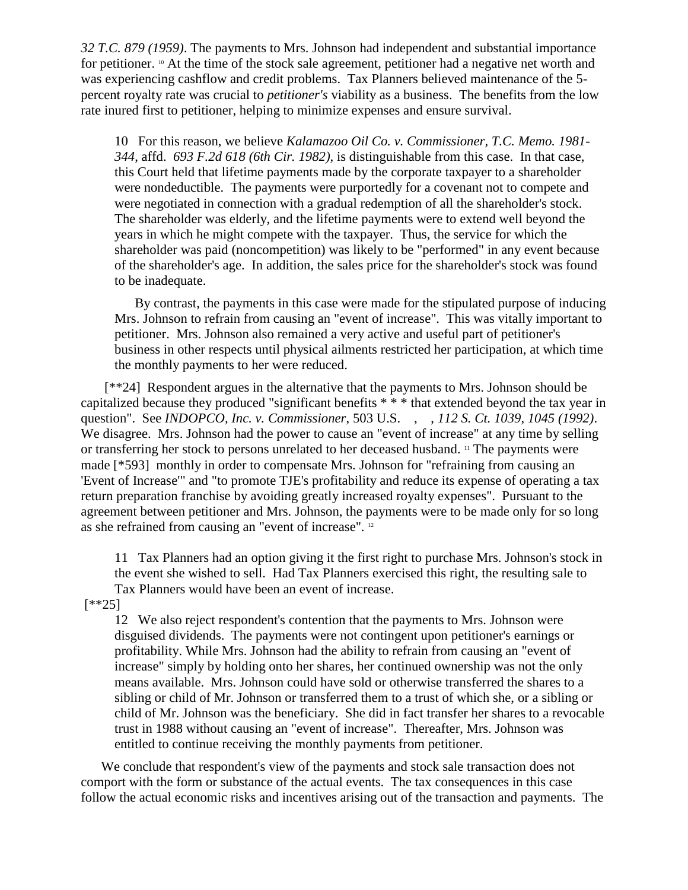*32 T.C. 879 (1959)*. The payments to Mrs. Johnson had independent and substantial importance for petitioner. [10] At the time of the stock sale agreement, petitioner had a negative net worth and was experiencing cashflow and credit problems. Tax Planners believed maintenance of the 5-percent royalty rate was crucial to *petitioner's* viability as a business. The benefits from the low rate inured first to petitioner, helping to minimize expenses and ensure survival.

> 10 For this reason, we believe *Kalamazoo Oil Co. v. Commissioner, T.C. Memo. 1981-344*, affd. *693 F.2d 618 (6th Cir. 1982)*, is distinguishable from this case. In that case, this Court held that lifetime payments made by the corporate taxpayer to a shareholder were nondeductible. The payments were purportedly for a covenant not to compete and were negotiated in connection with a gradual redemption of all the shareholder's stock. The shareholder was elderly, and the lifetime payments were to extend well beyond the years in which he might compete with the taxpayer. Thus, the service for which the shareholder was paid (noncompetition) was likely to be "performed" in any event because of the shareholder's age. In addition, the sales price for the shareholder's stock was found to be inadequate.
>
> By contrast, the payments in this case were made for the stipulated purpose of inducing Mrs. Johnson to refrain from causing an "event of increase". This was vitally important to petitioner. Mrs. Johnson also remained a very active and useful part of petitioner's business in other respects until physical ailments restricted her participation, at which time the monthly payments to her were reduced.

[**24] Respondent argues in the alternative that the payments to Mrs. Johnson should be capitalized because they produced "significant benefits * * * that extended beyond the tax year in question". See *INDOPCO, Inc. v. Commissioner*, 503 U.S. , , *112 S. Ct. 1039, 1045 (1992)*. We disagree. Mrs. Johnson had the power to cause an "event of increase" at any time by selling or transferring her stock to persons unrelated to her deceased husband. [11] The payments were made [*593] monthly in order to compensate Mrs. Johnson for "refraining from causing an 'Event of Increase'" and "to promote TJE's profitability and reduce its expense of operating a tax return preparation franchise by avoiding greatly increased royalty expenses". Pursuant to the agreement between petitioner and Mrs. Johnson, the payments were to be made only for so long as she refrained from causing an "event of increase". [12]

> 11 Tax Planners had an option giving it the first right to purchase Mrs. Johnson's stock in the event she wished to sell. Had Tax Planners exercised this right, the resulting sale to Tax Planners would have been an event of increase.

[**25]

> 12 We also reject respondent's contention that the payments to Mrs. Johnson were disguised dividends. The payments were not contingent upon petitioner's earnings or profitability. While Mrs. Johnson had the ability to refrain from causing an "event of increase" simply by holding onto her shares, her continued ownership was not the only means available. Mrs. Johnson could have sold or otherwise transferred the shares to a sibling or child of Mr. Johnson or transferred them to a trust of which she, or a sibling or child of Mr. Johnson was the beneficiary. She did in fact transfer her shares to a revocable trust in 1988 without causing an "event of increase". Thereafter, Mrs. Johnson was entitled to continue receiving the monthly payments from petitioner.

We conclude that respondent's view of the payments and stock sale transaction does not comport with the form or substance of the actual events. The tax consequences in this case follow the actual economic risks and incentives arising out of the transaction and payments. The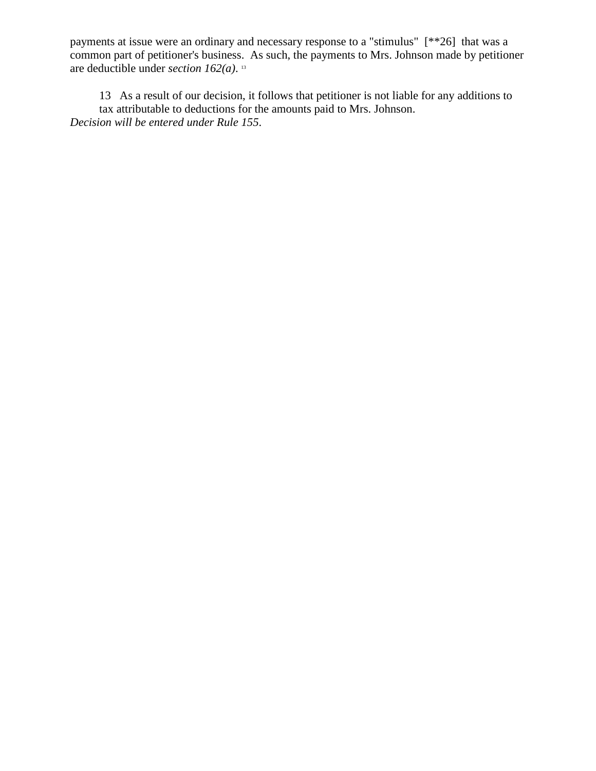payments at issue were an ordinary and necessary response to a "stimulus" [**26] that was a common part of petitioner's business. As such, the payments to Mrs. Johnson made by petitioner are deductible under *section 162(a)*. [13]

13 As a result of our decision, it follows that petitioner is not liable for any additions to tax attributable to deductions for the amounts paid to Mrs. Johnson.

*Decision will be entered under Rule 155*.